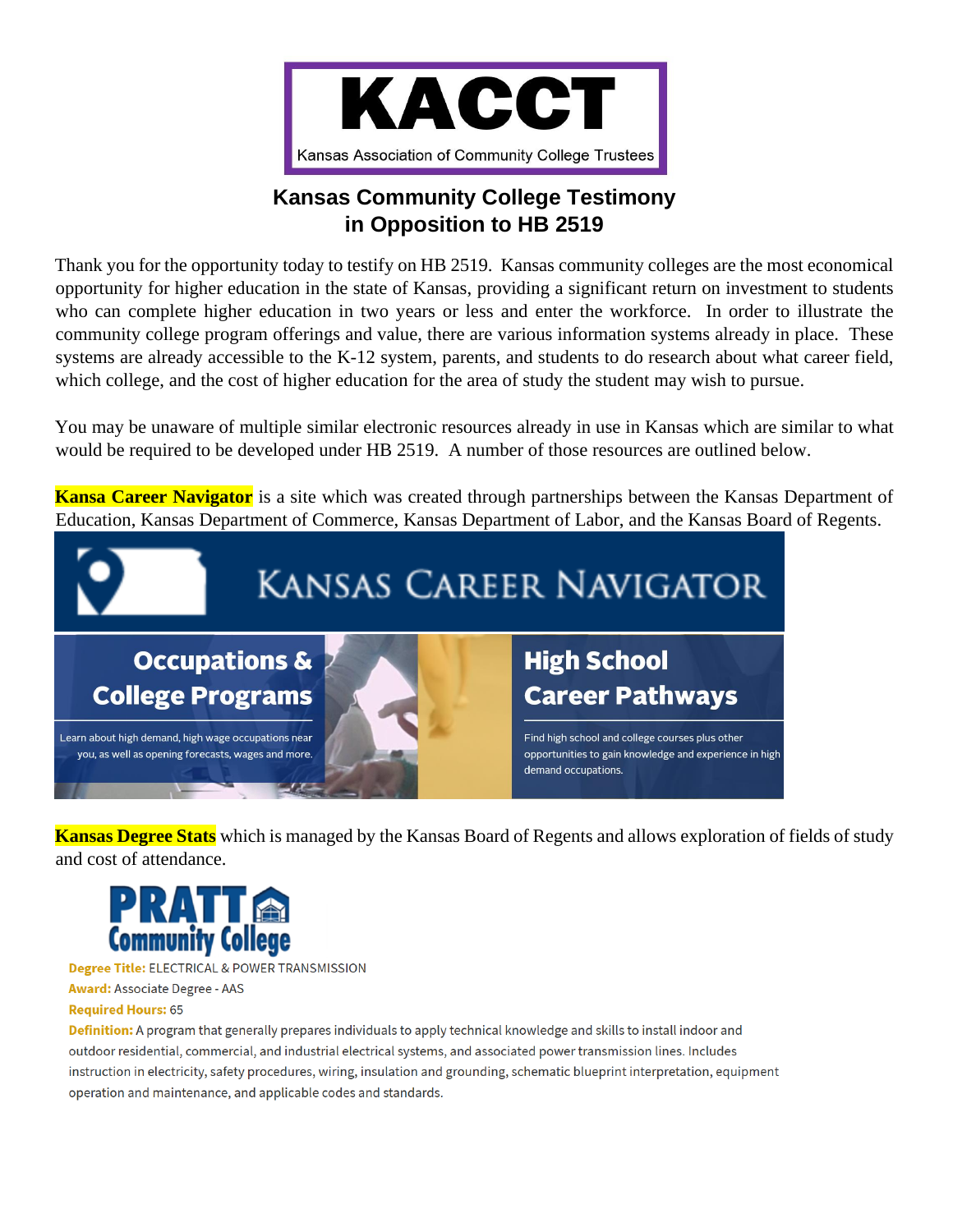# KACCT

Kansas Association of Community College Trustees

## Kansas Community College Testimony in Opposition to HB 2519

Thank you for the opportunity today to testify on HB 2519. Kansas community colleges are the most economical opportunity for higher education in the state of Kansas, providing a significant return on investment to students who can complete higher education in two years or less and enter the workforce. In order to illustrate the community college program offerings and value, there are various information systems already in place. These systems are already accessible to the K-12 system, parents, and students to do research about what career field, which college, and the cost of higher education for the area of study the student may wish to pursue.

You may be unaware of multiple similar electronic resources already in use in Kansas which are similar to what would be required to be developed under HB 2519. A number of those resources are outlined below.

**Kansa Career Navigator** is a site which was created through partnerships between the Kansas Department of Education, Kansas Department of Commerce, Kansas Department of Labor, and the Kansas Board of Regents.

KANSAS CAREER NAVIGATOR

**Occupations & College Programs**

Learn about high demand, high wage occupations near you, as well as opening forecasts, wages and more.

**High School Career Pathways**

Find high school and college courses plus other opportunities to gain knowledge and experience in high demand occupations.

**Kansas Degree Stats** which is managed by the Kansas Board of Regents and allows exploration of fields of study and cost of attendance.

PRATT Community College

**Degree Title:** ELECTRICAL & POWER TRANSMISSION

**Award:** Associate Degree - AAS

**Required Hours:** 65

**Definition:** A program that generally prepares individuals to apply technical knowledge and skills to install indoor and outdoor residential, commercial, and industrial electrical systems, and associated power transmission lines. Includes instruction in electricity, safety procedures, wiring, insulation and grounding, schematic blueprint interpretation, equipment operation and maintenance, and applicable codes and standards.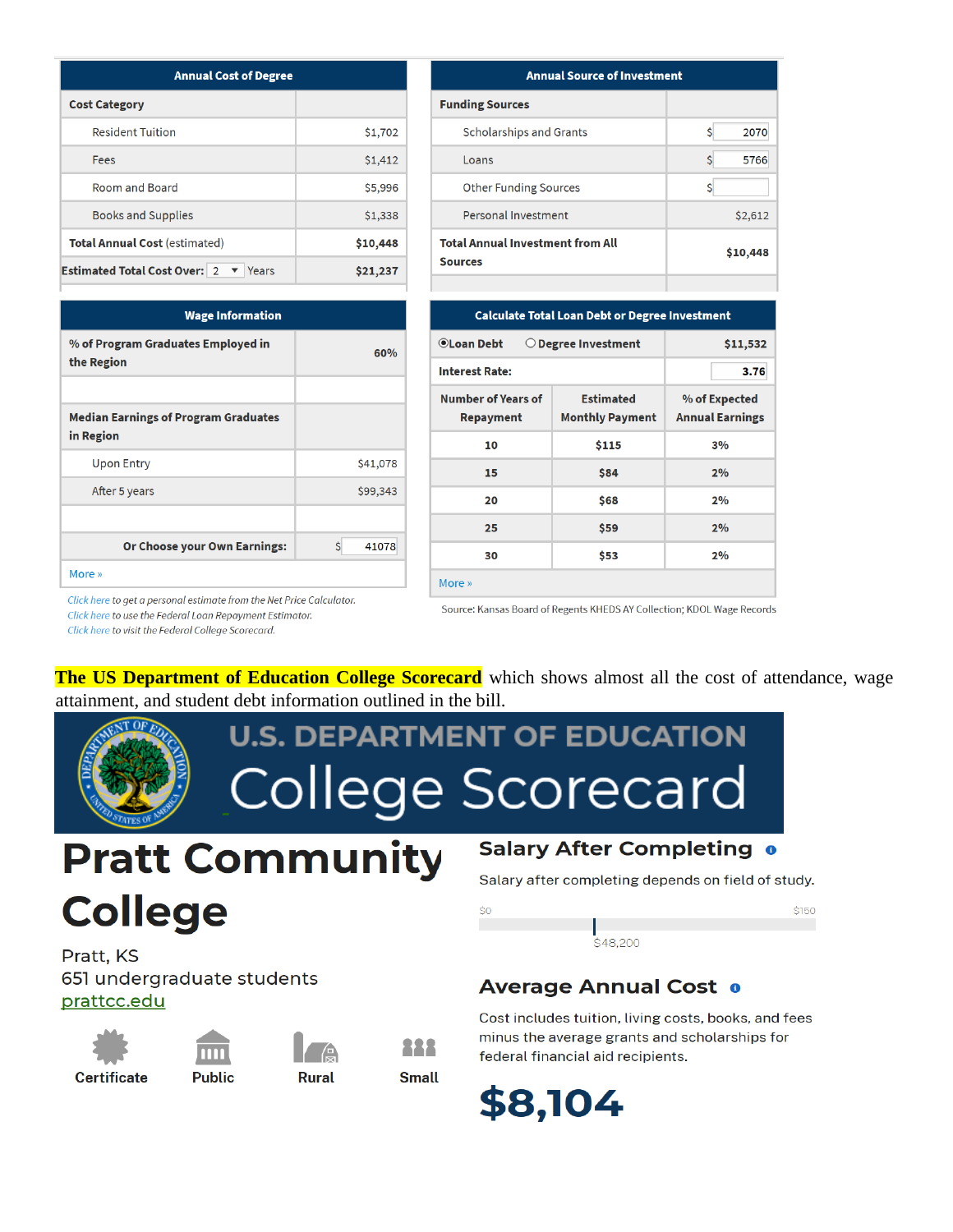| Annual Cost of Degree | |
|---|---|
| **Cost Category** | |
| Resident Tuition | $1,702 |
| Fees | $1,412 |
| Room and Board | $5,996 |
| Books and Supplies | $1,338 |
| **Total Annual Cost** (estimated) | **$10,448** |
| **Estimated Total Cost Over:** 2 Years | **$21,237** |

| Annual Source of Investment | |
|---|---|
| **Funding Sources** | |
| Scholarships and Grants | $ 2070 |
| Loans | $ 5766 |
| Other Funding Sources | $ |
| Personal Investment | $2,612 |
| **Total Annual Investment from All Sources** | **$10,448** |

| Wage Information | |
|---|---|
| **% of Program Graduates Employed in the Region** | **60%** |
| **Median Earnings of Program Graduates in Region** | |
| Upon Entry | $41,078 |
| After 5 years | $99,343 |
| **Or Choose your Own Earnings:** | $ 41078 |

More »

*Click here to get a personal estimate from the Net Price Calculator.*
*Click here to use the Federal Loan Repayment Estimator.*
*Click here to visit the Federal College Scorecard.*

| Calculate Total Loan Debt or Degree Investment | | |
|---|---|---|
| ⦿**Loan Debt** ○**Degree Investment** | | **$11,532** |
| **Interest Rate:** | | **3.76** |
| **Number of Years of Repayment** | **Estimated Monthly Payment** | **% of Expected Annual Earnings** |
| **10** | **$115** | **3%** |
| **15** | **$84** | **2%** |
| **20** | **$68** | **2%** |
| **25** | **$59** | **2%** |
| **30** | **$53** | **2%** |

More »

Source: Kansas Board of Regents KHEDS AY Collection; KDOL Wage Records

**The US Department of Education College Scorecard** which shows almost all the cost of attendance, wage attainment, and student debt information outlined in the bill.

U.S. DEPARTMENT OF EDUCATION
College Scorecard

# Pratt Community College

Pratt, KS
651 undergraduate students
prattcc.edu

Certificate | Public | Rural | Small

## Salary After Completing

Salary after completing depends on field of study.

$0 — $150

$48,200

## Average Annual Cost

Cost includes tuition, living costs, books, and fees minus the average grants and scholarships for federal financial aid recipients.

**$8,104**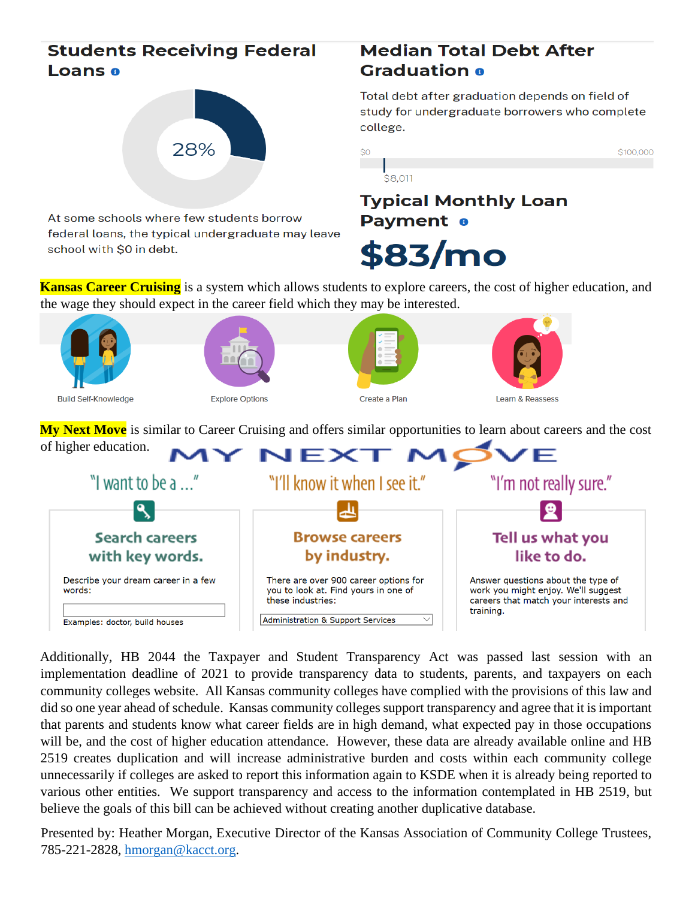## Students Receiving Federal Loans

28%

At some schools where few students borrow federal loans, the typical undergraduate may leave school with $0 in debt.

## Median Total Debt After Graduation

Total debt after graduation depends on field of study for undergraduate borrowers who complete college.

$0

$100,000

$8,011

## Typical Monthly Loan Payment

# $83/mo

**Kansas Career Cruising** is a system which allows students to explore careers, the cost of higher education, and the wage they should expect in the career field which they may be interested.

Build Self-Knowledge

Explore Options

Create a Plan

Learn & Reassess

**My Next Move** is similar to Career Cruising and offers similar opportunities to learn about careers and the cost of higher education.

MY NEXT MOVE

"I want to be a …"

**Search careers with key words.**

Describe your dream career in a few words:

Examples: doctor, build houses

"I'll know it when I see it."

**Browse careers by industry.**

There are over 900 career options for you to look at. Find yours in one of these industries:

Administration & Support Services

"I'm not really sure."

**Tell us what you like to do.**

Answer questions about the type of work you might enjoy. We'll suggest careers that match your interests and training.

Additionally, HB 2044 the Taxpayer and Student Transparency Act was passed last session with an implementation deadline of 2021 to provide transparency data to students, parents, and taxpayers on each community colleges website. All Kansas community colleges have complied with the provisions of this law and did so one year ahead of schedule. Kansas community colleges support transparency and agree that it is important that parents and students know what career fields are in high demand, what expected pay in those occupations will be, and the cost of higher education attendance. However, these data are already available online and HB 2519 creates duplication and will increase administrative burden and costs within each community college unnecessarily if colleges are asked to report this information again to KSDE when it is already being reported to various other entities. We support transparency and access to the information contemplated in HB 2519, but believe the goals of this bill can be achieved without creating another duplicative database.

Presented by: Heather Morgan, Executive Director of the Kansas Association of Community College Trustees, 785-221-2828, hmorgan@kacct.org.